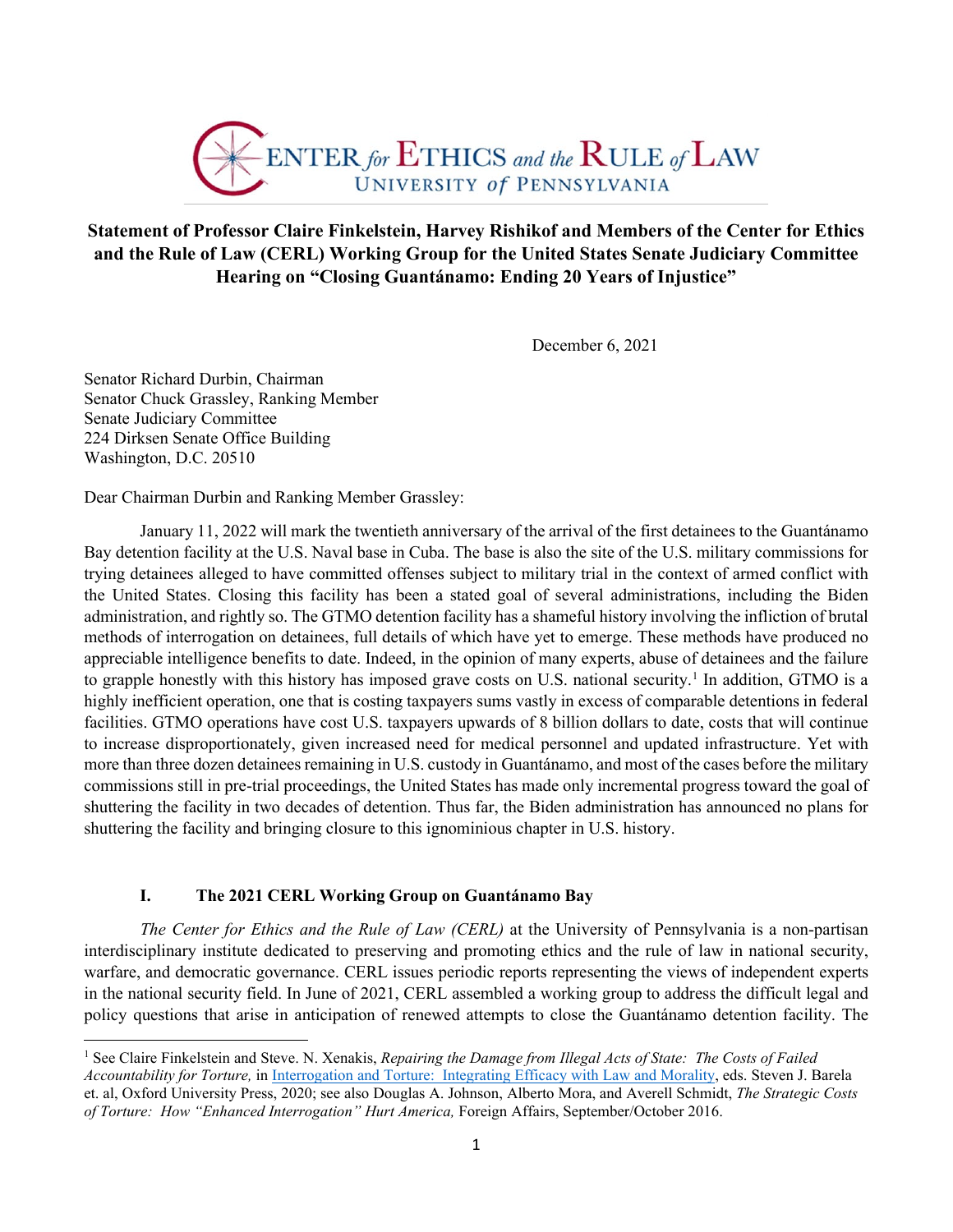CENTER *for* ETHICS *and the* RULE *of* LAW
UNIVERSITY *of* PENNSYLVANIA

**Statement of Professor Claire Finkelstein, Harvey Rishikof and Members of the Center for Ethics and the Rule of Law (CERL) Working Group for the United States Senate Judiciary Committee Hearing on "Closing Guantánamo: Ending 20 Years of Injustice"**

December 6, 2021

Senator Richard Durbin, Chairman
Senator Chuck Grassley, Ranking Member
Senate Judiciary Committee
224 Dirksen Senate Office Building
Washington, D.C. 20510

Dear Chairman Durbin and Ranking Member Grassley:

January 11, 2022 will mark the twentieth anniversary of the arrival of the first detainees to the Guantánamo Bay detention facility at the U.S. Naval base in Cuba. The base is also the site of the U.S. military commissions for trying detainees alleged to have committed offenses subject to military trial in the context of armed conflict with the United States. Closing this facility has been a stated goal of several administrations, including the Biden administration, and rightly so. The GTMO detention facility has a shameful history involving the infliction of brutal methods of interrogation on detainees, full details of which have yet to emerge. These methods have produced no appreciable intelligence benefits to date. Indeed, in the opinion of many experts, abuse of detainees and the failure to grapple honestly with this history has imposed grave costs on U.S. national security.[1] In addition, GTMO is a highly inefficient operation, one that is costing taxpayers sums vastly in excess of comparable detentions in federal facilities. GTMO operations have cost U.S. taxpayers upwards of 8 billion dollars to date, costs that will continue to increase disproportionately, given increased need for medical personnel and updated infrastructure. Yet with more than three dozen detainees remaining in U.S. custody in Guantánamo, and most of the cases before the military commissions still in pre-trial proceedings, the United States has made only incremental progress toward the goal of shuttering the facility in two decades of detention. Thus far, the Biden administration has announced no plans for shuttering the facility and bringing closure to this ignominious chapter in U.S. history.

## I. The 2021 CERL Working Group on Guantánamo Bay

*The Center for Ethics and the Rule of Law (CERL)* at the University of Pennsylvania is a non-partisan interdisciplinary institute dedicated to preserving and promoting ethics and the rule of law in national security, warfare, and democratic governance. CERL issues periodic reports representing the views of independent experts in the national security field. In June of 2021, CERL assembled a working group to address the difficult legal and policy questions that arise in anticipation of renewed attempts to close the Guantánamo detention facility. The

---

[1] See Claire Finkelstein and Steve. N. Xenakis, *Repairing the Damage from Illegal Acts of State: The Costs of Failed Accountability for Torture,* in Interrogation and Torture: Integrating Efficacy with Law and Morality, eds. Steven J. Barela et. al, Oxford University Press, 2020; see also Douglas A. Johnson, Alberto Mora, and Averell Schmidt, *The Strategic Costs of Torture: How "Enhanced Interrogation" Hurt America,* Foreign Affairs, September/October 2016.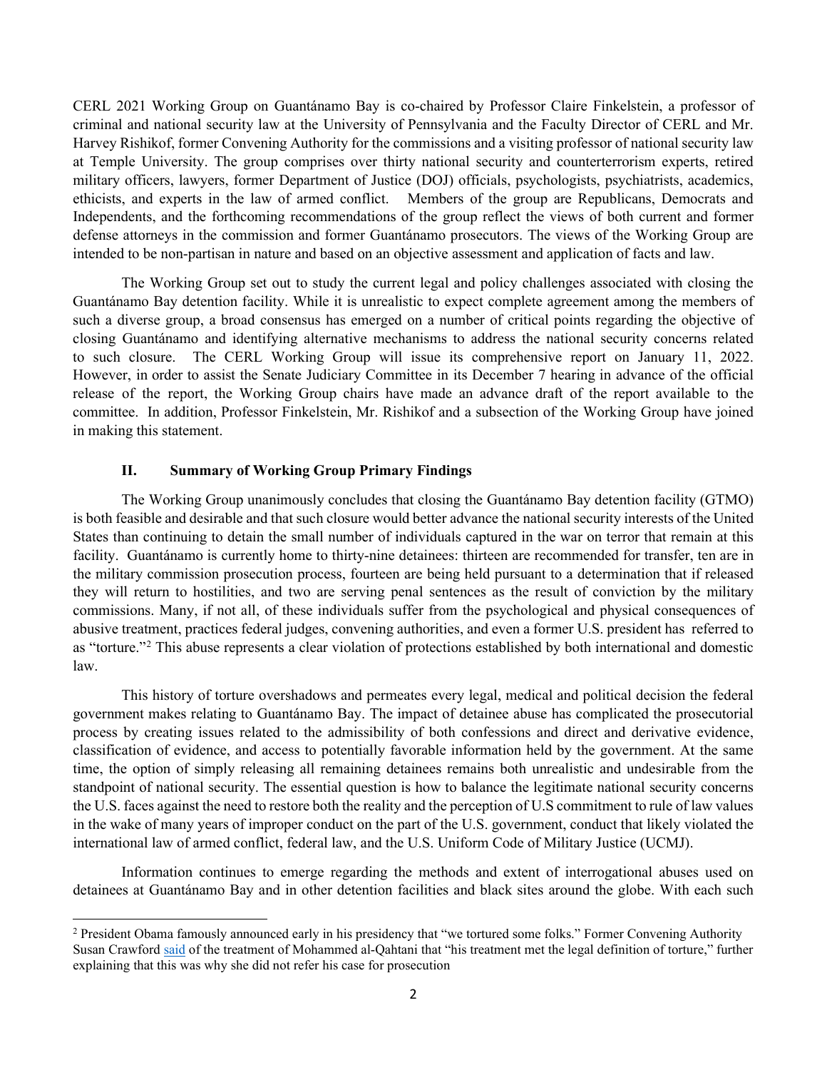CERL 2021 Working Group on Guantánamo Bay is co-chaired by Professor Claire Finkelstein, a professor of criminal and national security law at the University of Pennsylvania and the Faculty Director of CERL and Mr. Harvey Rishikof, former Convening Authority for the commissions and a visiting professor of national security law at Temple University. The group comprises over thirty national security and counterterrorism experts, retired military officers, lawyers, former Department of Justice (DOJ) officials, psychologists, psychiatrists, academics, ethicists, and experts in the law of armed conflict. Members of the group are Republicans, Democrats and Independents, and the forthcoming recommendations of the group reflect the views of both current and former defense attorneys in the commission and former Guantánamo prosecutors. The views of the Working Group are intended to be non-partisan in nature and based on an objective assessment and application of facts and law.

The Working Group set out to study the current legal and policy challenges associated with closing the Guantánamo Bay detention facility. While it is unrealistic to expect complete agreement among the members of such a diverse group, a broad consensus has emerged on a number of critical points regarding the objective of closing Guantánamo and identifying alternative mechanisms to address the national security concerns related to such closure. The CERL Working Group will issue its comprehensive report on January 11, 2022. However, in order to assist the Senate Judiciary Committee in its December 7 hearing in advance of the official release of the report, the Working Group chairs have made an advance draft of the report available to the committee. In addition, Professor Finkelstein, Mr. Rishikof and a subsection of the Working Group have joined in making this statement.

## II. Summary of Working Group Primary Findings

The Working Group unanimously concludes that closing the Guantánamo Bay detention facility (GTMO) is both feasible and desirable and that such closure would better advance the national security interests of the United States than continuing to detain the small number of individuals captured in the war on terror that remain at this facility. Guantánamo is currently home to thirty-nine detainees: thirteen are recommended for transfer, ten are in the military commission prosecution process, fourteen are being held pursuant to a determination that if released they will return to hostilities, and two are serving penal sentences as the result of conviction by the military commissions. Many, if not all, of these individuals suffer from the psychological and physical consequences of abusive treatment, practices federal judges, convening authorities, and even a former U.S. president has referred to as "torture."[2] This abuse represents a clear violation of protections established by both international and domestic law.

This history of torture overshadows and permeates every legal, medical and political decision the federal government makes relating to Guantánamo Bay. The impact of detainee abuse has complicated the prosecutorial process by creating issues related to the admissibility of both confessions and direct and derivative evidence, classification of evidence, and access to potentially favorable information held by the government. At the same time, the option of simply releasing all remaining detainees remains both unrealistic and undesirable from the standpoint of national security. The essential question is how to balance the legitimate national security concerns the U.S. faces against the need to restore both the reality and the perception of U.S commitment to rule of law values in the wake of many years of improper conduct on the part of the U.S. government, conduct that likely violated the international law of armed conflict, federal law, and the U.S. Uniform Code of Military Justice (UCMJ).

Information continues to emerge regarding the methods and extent of interrogational abuses used on detainees at Guantánamo Bay and in other detention facilities and black sites around the globe. With each such

---

[2] President Obama famously announced early in his presidency that "we tortured some folks." Former Convening Authority Susan Crawford said of the treatment of Mohammed al-Qahtani that "his treatment met the legal definition of torture," further explaining that this was why she did not refer his case for prosecution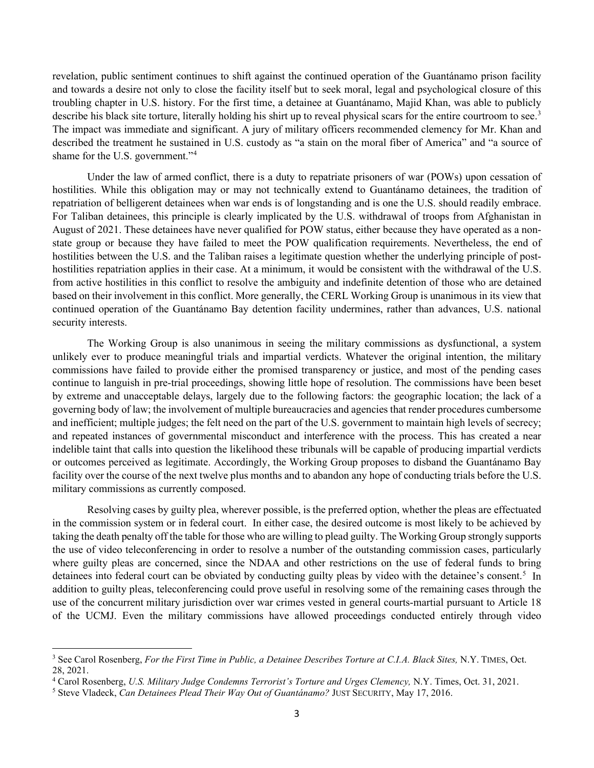revelation, public sentiment continues to shift against the continued operation of the Guantánamo prison facility and towards a desire not only to close the facility itself but to seek moral, legal and psychological closure of this troubling chapter in U.S. history. For the first time, a detainee at Guantánamo, Majid Khan, was able to publicly describe his black site torture, literally holding his shirt up to reveal physical scars for the entire courtroom to see.[3] The impact was immediate and significant. A jury of military officers recommended clemency for Mr. Khan and described the treatment he sustained in U.S. custody as "a stain on the moral fiber of America" and "a source of shame for the U.S. government."[4]

Under the law of armed conflict, there is a duty to repatriate prisoners of war (POWs) upon cessation of hostilities. While this obligation may or may not technically extend to Guantánamo detainees, the tradition of repatriation of belligerent detainees when war ends is of longstanding and is one the U.S. should readily embrace. For Taliban detainees, this principle is clearly implicated by the U.S. withdrawal of troops from Afghanistan in August of 2021. These detainees have never qualified for POW status, either because they have operated as a non-state group or because they have failed to meet the POW qualification requirements. Nevertheless, the end of hostilities between the U.S. and the Taliban raises a legitimate question whether the underlying principle of post-hostilities repatriation applies in their case. At a minimum, it would be consistent with the withdrawal of the U.S. from active hostilities in this conflict to resolve the ambiguity and indefinite detention of those who are detained based on their involvement in this conflict. More generally, the CERL Working Group is unanimous in its view that continued operation of the Guantánamo Bay detention facility undermines, rather than advances, U.S. national security interests.

The Working Group is also unanimous in seeing the military commissions as dysfunctional, a system unlikely ever to produce meaningful trials and impartial verdicts. Whatever the original intention, the military commissions have failed to provide either the promised transparency or justice, and most of the pending cases continue to languish in pre-trial proceedings, showing little hope of resolution. The commissions have been beset by extreme and unacceptable delays, largely due to the following factors: the geographic location; the lack of a governing body of law; the involvement of multiple bureaucracies and agencies that render procedures cumbersome and inefficient; multiple judges; the felt need on the part of the U.S. government to maintain high levels of secrecy; and repeated instances of governmental misconduct and interference with the process. This has created a near indelible taint that calls into question the likelihood these tribunals will be capable of producing impartial verdicts or outcomes perceived as legitimate. Accordingly, the Working Group proposes to disband the Guantánamo Bay facility over the course of the next twelve plus months and to abandon any hope of conducting trials before the U.S. military commissions as currently composed.

Resolving cases by guilty plea, wherever possible, is the preferred option, whether the pleas are effectuated in the commission system or in federal court. In either case, the desired outcome is most likely to be achieved by taking the death penalty off the table for those who are willing to plead guilty. The Working Group strongly supports the use of video teleconferencing in order to resolve a number of the outstanding commission cases, particularly where guilty pleas are concerned, since the NDAA and other restrictions on the use of federal funds to bring detainees into federal court can be obviated by conducting guilty pleas by video with the detainee's consent.[5] In addition to guilty pleas, teleconferencing could prove useful in resolving some of the remaining cases through the use of the concurrent military jurisdiction over war crimes vested in general courts-martial pursuant to Article 18 of the UCMJ. Even the military commissions have allowed proceedings conducted entirely through video

---

[3] See Carol Rosenberg, *For the First Time in Public, a Detainee Describes Torture at C.I.A. Black Sites,* N.Y. TIMES, Oct. 28, 2021.

[4] Carol Rosenberg, *U.S. Military Judge Condemns Terrorist's Torture and Urges Clemency,* N.Y. Times, Oct. 31, 2021.

[5] Steve Vladeck, *Can Detainees Plead Their Way Out of Guantánamo?* JUST SECURITY, May 17, 2016.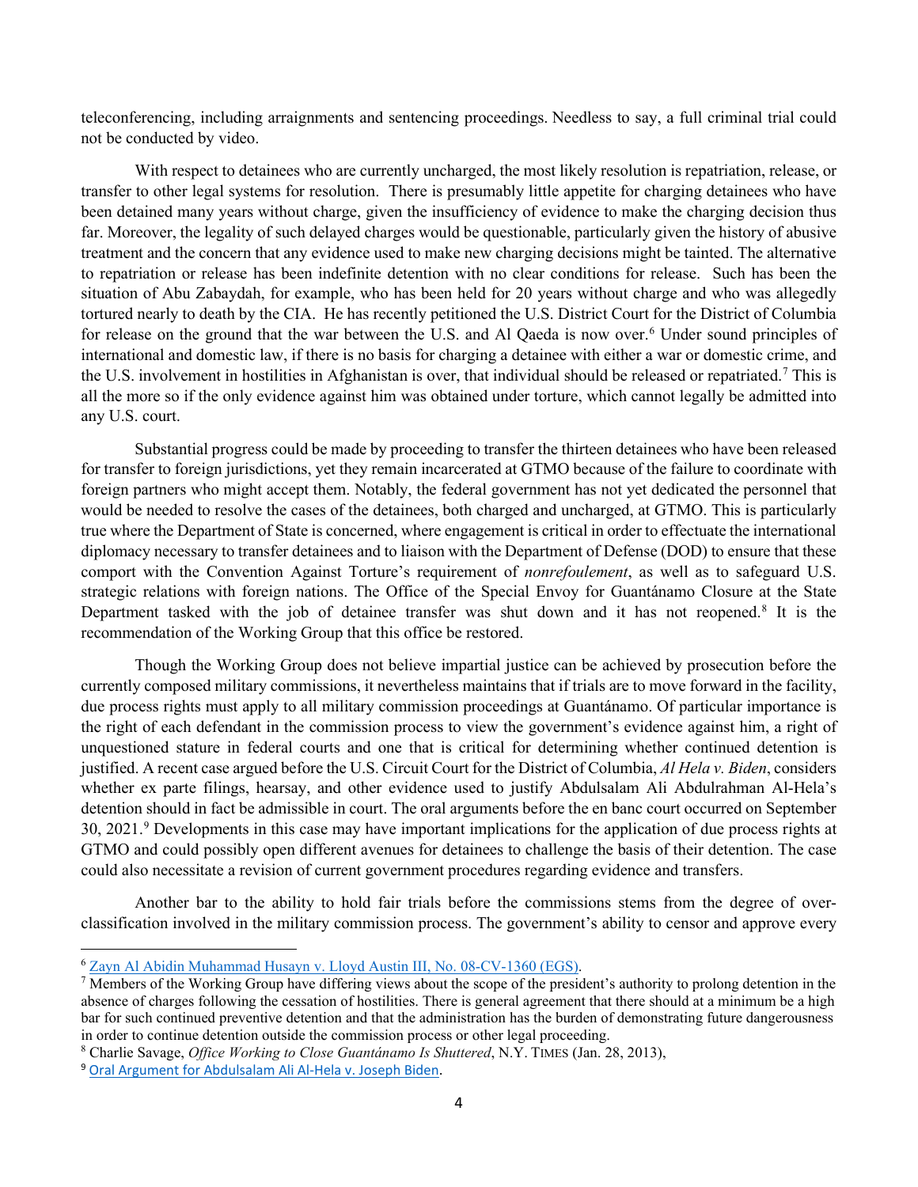teleconferencing, including arraignments and sentencing proceedings. Needless to say, a full criminal trial could not be conducted by video.

With respect to detainees who are currently uncharged, the most likely resolution is repatriation, release, or transfer to other legal systems for resolution. There is presumably little appetite for charging detainees who have been detained many years without charge, given the insufficiency of evidence to make the charging decision thus far. Moreover, the legality of such delayed charges would be questionable, particularly given the history of abusive treatment and the concern that any evidence used to make new charging decisions might be tainted. The alternative to repatriation or release has been indefinite detention with no clear conditions for release. Such has been the situation of Abu Zabaydah, for example, who has been held for 20 years without charge and who was allegedly tortured nearly to death by the CIA. He has recently petitioned the U.S. District Court for the District of Columbia for release on the ground that the war between the U.S. and Al Qaeda is now over.[6] Under sound principles of international and domestic law, if there is no basis for charging a detainee with either a war or domestic crime, and the U.S. involvement in hostilities in Afghanistan is over, that individual should be released or repatriated.[7] This is all the more so if the only evidence against him was obtained under torture, which cannot legally be admitted into any U.S. court.

Substantial progress could be made by proceeding to transfer the thirteen detainees who have been released for transfer to foreign jurisdictions, yet they remain incarcerated at GTMO because of the failure to coordinate with foreign partners who might accept them. Notably, the federal government has not yet dedicated the personnel that would be needed to resolve the cases of the detainees, both charged and uncharged, at GTMO. This is particularly true where the Department of State is concerned, where engagement is critical in order to effectuate the international diplomacy necessary to transfer detainees and to liaison with the Department of Defense (DOD) to ensure that these comport with the Convention Against Torture's requirement of *nonrefoulement*, as well as to safeguard U.S. strategic relations with foreign nations. The Office of the Special Envoy for Guantánamo Closure at the State Department tasked with the job of detainee transfer was shut down and it has not reopened.[8] It is the recommendation of the Working Group that this office be restored.

Though the Working Group does not believe impartial justice can be achieved by prosecution before the currently composed military commissions, it nevertheless maintains that if trials are to move forward in the facility, due process rights must apply to all military commission proceedings at Guantánamo. Of particular importance is the right of each defendant in the commission process to view the government's evidence against him, a right of unquestioned stature in federal courts and one that is critical for determining whether continued detention is justified. A recent case argued before the U.S. Circuit Court for the District of Columbia, *Al Hela v. Biden*, considers whether ex parte filings, hearsay, and other evidence used to justify Abdulsalam Ali Abdulrahman Al-Hela's detention should in fact be admissible in court. The oral arguments before the en banc court occurred on September 30, 2021.[9] Developments in this case may have important implications for the application of due process rights at GTMO and could possibly open different avenues for detainees to challenge the basis of their detention. The case could also necessitate a revision of current government procedures regarding evidence and transfers.

Another bar to the ability to hold fair trials before the commissions stems from the degree of over-classification involved in the military commission process. The government's ability to censor and approve every

---

[6] Zayn Al Abidin Muhammad Husayn v. Lloyd Austin III, No. 08-CV-1360 (EGS).

[7] Members of the Working Group have differing views about the scope of the president's authority to prolong detention in the absence of charges following the cessation of hostilities. There is general agreement that there should at a minimum be a high bar for such continued preventive detention and that the administration has the burden of demonstrating future dangerousness in order to continue detention outside the commission process or other legal proceeding.

[8] Charlie Savage, *Office Working to Close Guantánamo Is Shuttered*, N.Y. TIMES (Jan. 28, 2013),

[9] Oral Argument for Abdulsalam Ali Al-Hela v. Joseph Biden.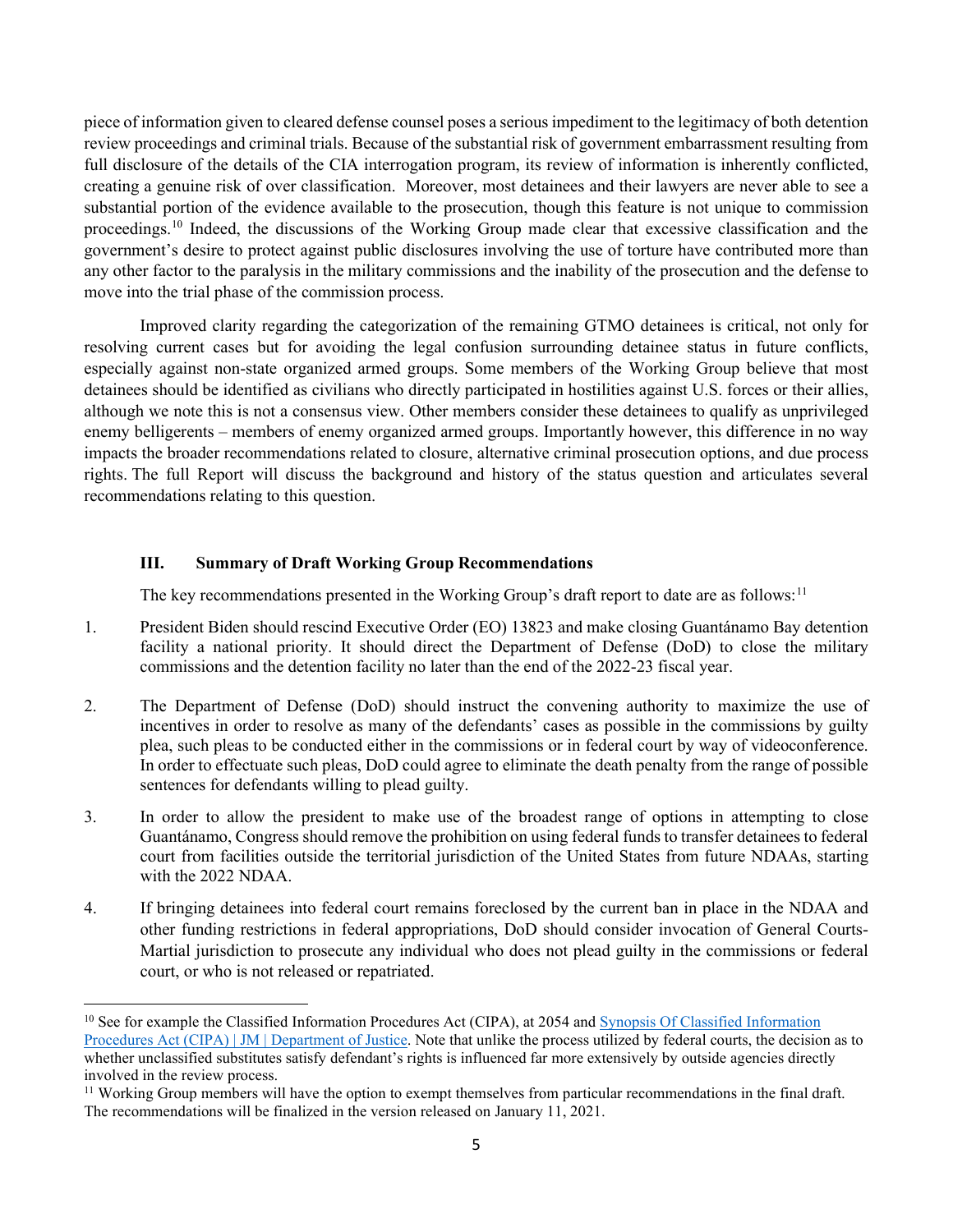piece of information given to cleared defense counsel poses a serious impediment to the legitimacy of both detention review proceedings and criminal trials. Because of the substantial risk of government embarrassment resulting from full disclosure of the details of the CIA interrogation program, its review of information is inherently conflicted, creating a genuine risk of over classification. Moreover, most detainees and their lawyers are never able to see a substantial portion of the evidence available to the prosecution, though this feature is not unique to commission proceedings.[10] Indeed, the discussions of the Working Group made clear that excessive classification and the government's desire to protect against public disclosures involving the use of torture have contributed more than any other factor to the paralysis in the military commissions and the inability of the prosecution and the defense to move into the trial phase of the commission process.

Improved clarity regarding the categorization of the remaining GTMO detainees is critical, not only for resolving current cases but for avoiding the legal confusion surrounding detainee status in future conflicts, especially against non-state organized armed groups. Some members of the Working Group believe that most detainees should be identified as civilians who directly participated in hostilities against U.S. forces or their allies, although we note this is not a consensus view. Other members consider these detainees to qualify as unprivileged enemy belligerents – members of enemy organized armed groups. Importantly however, this difference in no way impacts the broader recommendations related to closure, alternative criminal prosecution options, and due process rights. The full Report will discuss the background and history of the status question and articulates several recommendations relating to this question.

### III. Summary of Draft Working Group Recommendations

The key recommendations presented in the Working Group's draft report to date are as follows:[11]

1. President Biden should rescind Executive Order (EO) 13823 and make closing Guantánamo Bay detention facility a national priority. It should direct the Department of Defense (DoD) to close the military commissions and the detention facility no later than the end of the 2022-23 fiscal year.
2. The Department of Defense (DoD) should instruct the convening authority to maximize the use of incentives in order to resolve as many of the defendants' cases as possible in the commissions by guilty plea, such pleas to be conducted either in the commissions or in federal court by way of videoconference. In order to effectuate such pleas, DoD could agree to eliminate the death penalty from the range of possible sentences for defendants willing to plead guilty.
3. In order to allow the president to make use of the broadest range of options in attempting to close Guantánamo, Congress should remove the prohibition on using federal funds to transfer detainees to federal court from facilities outside the territorial jurisdiction of the United States from future NDAAs, starting with the 2022 NDAA.
4. If bringing detainees into federal court remains foreclosed by the current ban in place in the NDAA and other funding restrictions in federal appropriations, DoD should consider invocation of General Courts-Martial jurisdiction to prosecute any individual who does not plead guilty in the commissions or federal court, or who is not released or repatriated.

---

[10] See for example the Classified Information Procedures Act (CIPA), at 2054 and Synopsis Of Classified Information Procedures Act (CIPA) | JM | Department of Justice. Note that unlike the process utilized by federal courts, the decision as to whether unclassified substitutes satisfy defendant's rights is influenced far more extensively by outside agencies directly involved in the review process.

[11] Working Group members will have the option to exempt themselves from particular recommendations in the final draft. The recommendations will be finalized in the version released on January 11, 2021.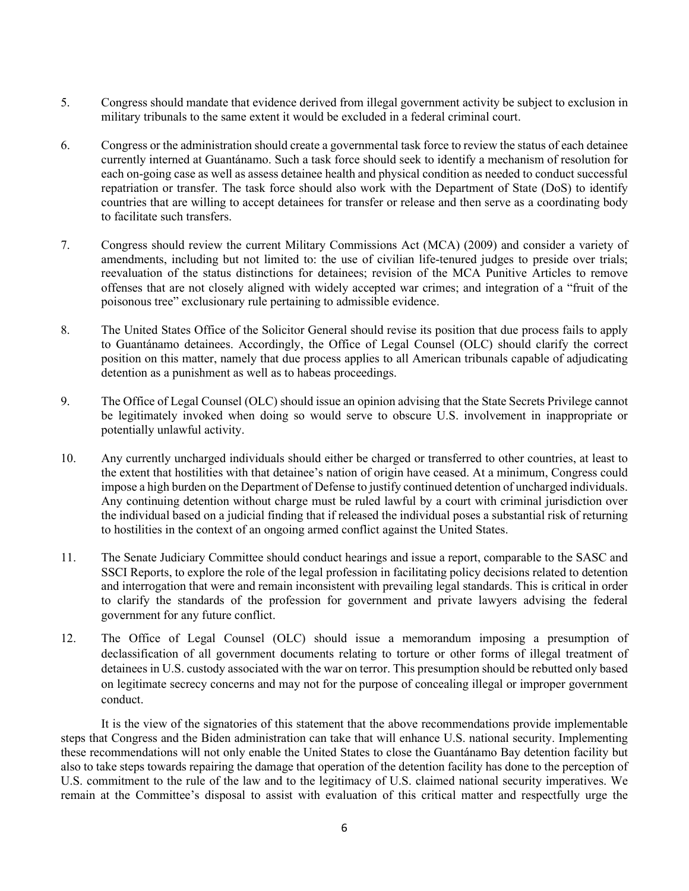5. Congress should mandate that evidence derived from illegal government activity be subject to exclusion in military tribunals to the same extent it would be excluded in a federal criminal court.

6. Congress or the administration should create a governmental task force to review the status of each detainee currently interned at Guantánamo. Such a task force should seek to identify a mechanism of resolution for each on-going case as well as assess detainee health and physical condition as needed to conduct successful repatriation or transfer. The task force should also work with the Department of State (DoS) to identify countries that are willing to accept detainees for transfer or release and then serve as a coordinating body to facilitate such transfers.

7. Congress should review the current Military Commissions Act (MCA) (2009) and consider a variety of amendments, including but not limited to: the use of civilian life-tenured judges to preside over trials; reevaluation of the status distinctions for detainees; revision of the MCA Punitive Articles to remove offenses that are not closely aligned with widely accepted war crimes; and integration of a "fruit of the poisonous tree" exclusionary rule pertaining to admissible evidence.

8. The United States Office of the Solicitor General should revise its position that due process fails to apply to Guantánamo detainees. Accordingly, the Office of Legal Counsel (OLC) should clarify the correct position on this matter, namely that due process applies to all American tribunals capable of adjudicating detention as a punishment as well as to habeas proceedings.

9. The Office of Legal Counsel (OLC) should issue an opinion advising that the State Secrets Privilege cannot be legitimately invoked when doing so would serve to obscure U.S. involvement in inappropriate or potentially unlawful activity.

10. Any currently uncharged individuals should either be charged or transferred to other countries, at least to the extent that hostilities with that detainee's nation of origin have ceased. At a minimum, Congress could impose a high burden on the Department of Defense to justify continued detention of uncharged individuals. Any continuing detention without charge must be ruled lawful by a court with criminal jurisdiction over the individual based on a judicial finding that if released the individual poses a substantial risk of returning to hostilities in the context of an ongoing armed conflict against the United States.

11. The Senate Judiciary Committee should conduct hearings and issue a report, comparable to the SASC and SSCI Reports, to explore the role of the legal profession in facilitating policy decisions related to detention and interrogation that were and remain inconsistent with prevailing legal standards. This is critical in order to clarify the standards of the profession for government and private lawyers advising the federal government for any future conflict.

12. The Office of Legal Counsel (OLC) should issue a memorandum imposing a presumption of declassification of all government documents relating to torture or other forms of illegal treatment of detainees in U.S. custody associated with the war on terror. This presumption should be rebutted only based on legitimate secrecy concerns and may not for the purpose of concealing illegal or improper government conduct.

It is the view of the signatories of this statement that the above recommendations provide implementable steps that Congress and the Biden administration can take that will enhance U.S. national security. Implementing these recommendations will not only enable the United States to close the Guantánamo Bay detention facility but also to take steps towards repairing the damage that operation of the detention facility has done to the perception of U.S. commitment to the rule of the law and to the legitimacy of U.S. claimed national security imperatives. We remain at the Committee's disposal to assist with evaluation of this critical matter and respectfully urge the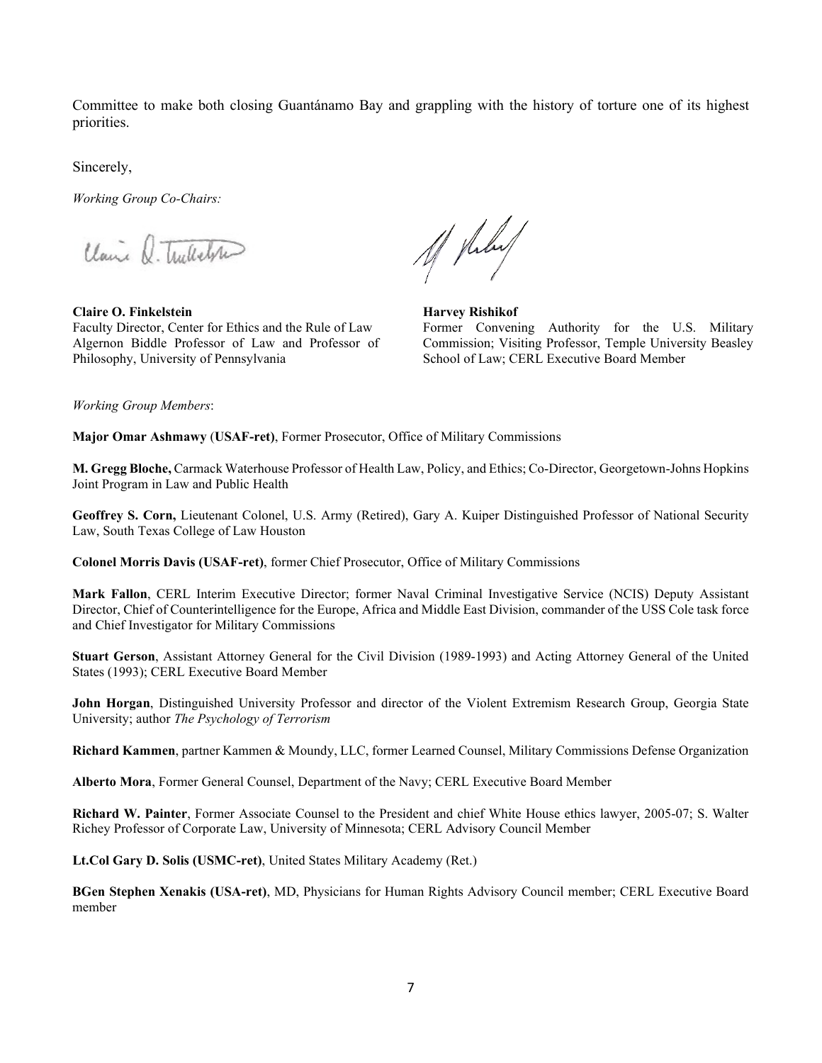Committee to make both closing Guantánamo Bay and grappling with the history of torture one of its highest priorities.

Sincerely,

*Working Group Co-Chairs:*

**Claire O. Finkelstein**
Faculty Director, Center for Ethics and the Rule of Law
Algernon Biddle Professor of Law and Professor of Philosophy, University of Pennsylvania

**Harvey Rishikof**
Former Convening Authority for the U.S. Military Commission; Visiting Professor, Temple University Beasley School of Law; CERL Executive Board Member

*Working Group Members*:

**Major Omar Ashmawy** (**USAF-ret)**, Former Prosecutor, Office of Military Commissions

**M. Gregg Bloche,** Carmack Waterhouse Professor of Health Law, Policy, and Ethics; Co-Director, Georgetown-Johns Hopkins Joint Program in Law and Public Health

**Geoffrey S. Corn,** Lieutenant Colonel, U.S. Army (Retired), Gary A. Kuiper Distinguished Professor of National Security Law, South Texas College of Law Houston

**Colonel Morris Davis (USAF-ret)**, former Chief Prosecutor, Office of Military Commissions

**Mark Fallon**, CERL Interim Executive Director; former Naval Criminal Investigative Service (NCIS) Deputy Assistant Director, Chief of Counterintelligence for the Europe, Africa and Middle East Division, commander of the USS Cole task force and Chief Investigator for Military Commissions

**Stuart Gerson**, Assistant Attorney General for the Civil Division (1989-1993) and Acting Attorney General of the United States (1993); CERL Executive Board Member

**John Horgan**, Distinguished University Professor and director of the Violent Extremism Research Group, Georgia State University; author *The Psychology of Terrorism*

**Richard Kammen**, partner Kammen & Moundy, LLC, former Learned Counsel, Military Commissions Defense Organization

**Alberto Mora**, Former General Counsel, Department of the Navy; CERL Executive Board Member

**Richard W. Painter**, Former Associate Counsel to the President and chief White House ethics lawyer, 2005-07; S. Walter Richey Professor of Corporate Law, University of Minnesota; CERL Advisory Council Member

**Lt.Col Gary D. Solis (USMC-ret)**, United States Military Academy (Ret.)

**BGen Stephen Xenakis (USA-ret)**, MD, Physicians for Human Rights Advisory Council member; CERL Executive Board member